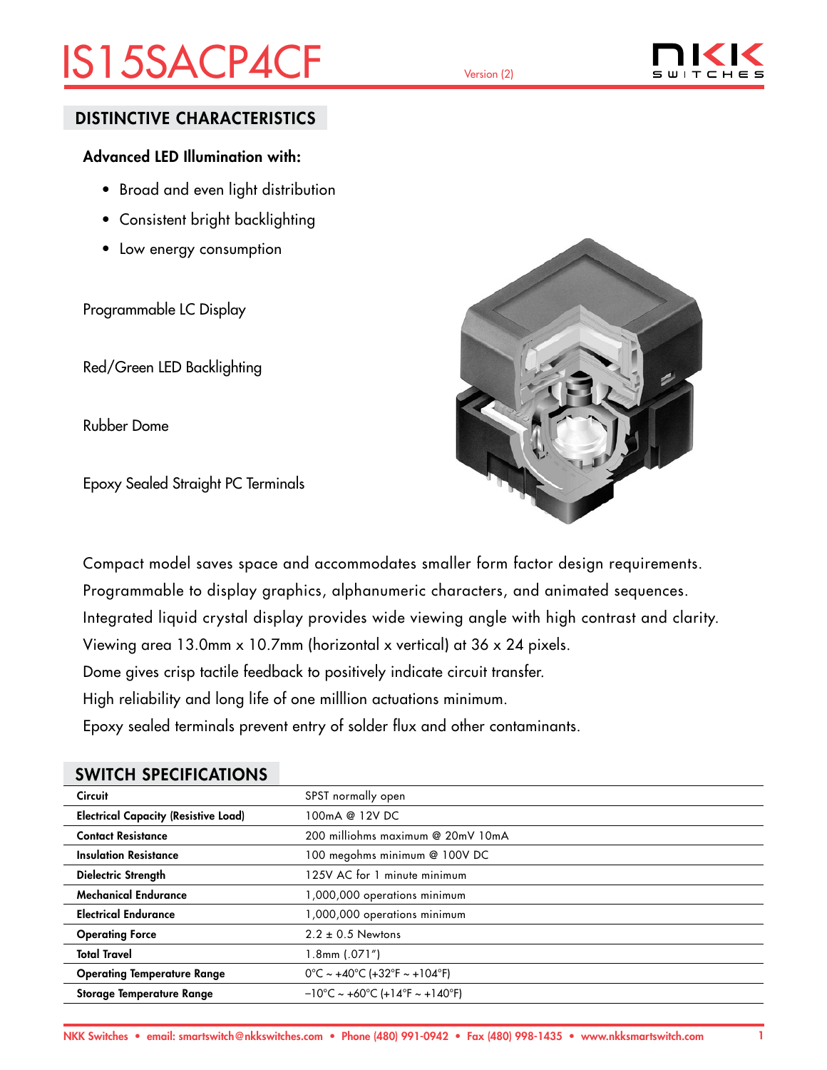# IS15SACP4CF

Version (2)

## DISTINCTIVE CHARACTERISTICS

**Advanced LED Illumination with:**

- Broad and even light distribution
- Consistent bright backlighting
- Low energy consumption

Programmable LC Display

Red/Green LED Backlighting

Rubber Dome

Epoxy Sealed Straight PC Terminals

Compact model saves space and accommodates smaller form factor design requirements.
Programmable to display graphics, alphanumeric characters, and animated sequences.
Integrated liquid crystal display provides wide viewing angle with high contrast and clarity.
Viewing area 13.0mm x 10.7mm (horizontal x vertical) at 36 x 24 pixels.
Dome gives crisp tactile feedback to positively indicate circuit transfer.
High reliability and long life of one milllion actuations minimum.
Epoxy sealed terminals prevent entry of solder flux and other contaminants.

## SWITCH SPECIFICATIONS

| | |
|---|---|
| **Circuit** | SPST normally open |
| **Electrical Capacity (Resistive Load)** | 100mA @ 12V DC |
| **Contact Resistance** | 200 milliohms maximum @ 20mV 10mA |
| **Insulation Resistance** | 100 megohms minimum @ 100V DC |
| **Dielectric Strength** | 125V AC for 1 minute minimum |
| **Mechanical Endurance** | 1,000,000 operations minimum |
| **Electrical Endurance** | 1,000,000 operations minimum |
| **Operating Force** | 2.2 ± 0.5 Newtons |
| **Total Travel** | 1.8mm (.071″) |
| **Operating Temperature Range** | 0°C ~ +40°C (+32°F ~ +104°F) |
| **Storage Temperature Range** | −10°C ~ +60°C (+14°F ~ +140°F) |

NKK Switches • email: smartswitch@nkkswitches.com • Phone (480) 991-0942 • Fax (480) 998-1435 • www.nkksmartswitch.com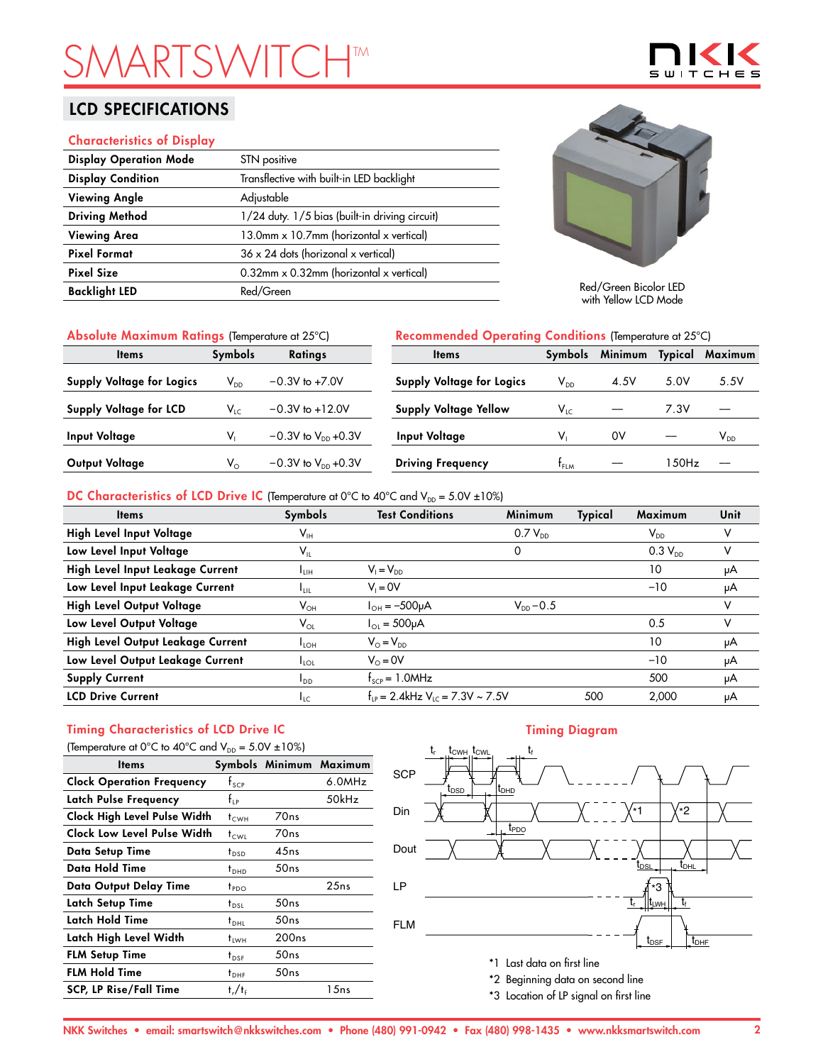# SMARTSWITCH™

## LCD SPECIFICATIONS

### Characteristics of Display

| | |
|---|---|
| **Display Operation Mode** | STN positive |
| **Display Condition** | Transflective with built-in LED backlight |
| **Viewing Angle** | Adjustable |
| **Driving Method** | 1/24 duty. 1/5 bias (built-in driving circuit) |
| **Viewing Area** | 13.0mm x 10.7mm (horizontal x vertical) |
| **Pixel Format** | 36 x 24 dots (horizonal x vertical) |
| **Pixel Size** | 0.32mm x 0.32mm (horizontal x vertical) |
| **Backlight LED** | Red/Green |

Red/Green Bicolor LED with Yellow LCD Mode

### Absolute Maximum Ratings (Temperature at 25°C)

| Items | Symbols | Ratings |
|---|---|---|
| **Supply Voltage for Logics** | $V_{DD}$ | −0.3V to +7.0V |
| **Supply Voltage for LCD** | $V_{LC}$ | −0.3V to +12.0V |
| **Input Voltage** | $V_I$ | −0.3V to $V_{DD}$ +0.3V |
| **Output Voltage** | $V_O$ | −0.3V to $V_{DD}$ +0.3V |

### Recommended Operating Conditions (Temperature at 25°C)

| Items | Symbols | Minimum | Typical | Maximum |
|---|---|---|---|---|
| **Supply Voltage for Logics** | $V_{DD}$ | 4.5V | 5.0V | 5.5V |
| **Supply Voltage Yellow** | $V_{LC}$ | — | 7.3V | — |
| **Input Voltage** | $V_I$ | 0V | — | $V_{DD}$ |
| **Driving Frequency** | $f_{FLM}$ | — | 150Hz | — |

### DC Characteristics of LCD Drive IC (Temperature at 0°C to 40°C and $V_{DD}$ = 5.0V ±10%)

| Items | Symbols | Test Conditions | Minimum | Typical | Maximum | Unit |
|---|---|---|---|---|---|---|
| **High Level Input Voltage** | $V_{IH}$ | | 0.7 $V_{DD}$ | | $V_{DD}$ | V |
| **Low Level Input Voltage** | $V_{IL}$ | | 0 | | 0.3 $V_{DD}$ | V |
| **High Level Input Leakage Current** | $I_{LIH}$ | $V_I = V_{DD}$ | | | 10 | μA |
| **Low Level Input Leakage Current** | $I_{LIL}$ | $V_I$ = 0V | | | −10 | μA |
| **High Level Output Voltage** | $V_{OH}$ | $I_{OH}$ = −500μA | $V_{DD}$ − 0.5 | | | V |
| **Low Level Output Voltage** | $V_{OL}$ | $I_{OL}$ = 500μA | | | 0.5 | V |
| **High Level Output Leakage Current** | $I_{LOH}$ | $V_O = V_{DD}$ | | | 10 | μA |
| **Low Level Output Leakage Current** | $I_{LOL}$ | $V_O$ = 0V | | | −10 | μA |
| **Supply Current** | $I_{DD}$ | $f_{SCP}$ = 1.0MHz | | | 500 | μA |
| **LCD Drive Current** | $I_{LC}$ | $f_{LP}$ = 2.4kHz $V_{LC}$ = 7.3V ~ 7.5V | | 500 | 2,000 | μA |

### Timing Characteristics of LCD Drive IC

(Temperature at 0°C to 40°C and $V_{DD}$ = 5.0V ±10%)

| Items | Symbols | Minimum | Maximum |
|---|---|---|---|
| **Clock Operation Frequency** | $f_{SCP}$ | | 6.0MHz |
| **Latch Pulse Frequency** | $f_{LP}$ | | 50kHz |
| **Clock High Level Pulse Width** | $t_{CWH}$ | 70ns | |
| **Clock Low Level Pulse Width** | $t_{CWL}$ | 70ns | |
| **Data Setup Time** | $t_{DSD}$ | 45ns | |
| **Data Hold Time** | $t_{DHD}$ | 50ns | |
| **Data Output Delay Time** | $t_{PDO}$ | | 25ns |
| **Latch Setup Time** | $t_{DSL}$ | 50ns | |
| **Latch Hold Time** | $t_{DHL}$ | 50ns | |
| **Latch High Level Width** | $t_{LWH}$ | 200ns | |
| **FLM Setup Time** | $t_{DSF}$ | 50ns | |
| **FLM Hold Time** | $t_{DHF}$ | 50ns | |
| **SCP, LP Rise/Fall Time** | $t_r/t_f$ | | 15ns |

### Timing Diagram

*1 Last data on first line

*2 Beginning data on second line

*3 Location of LP signal on first line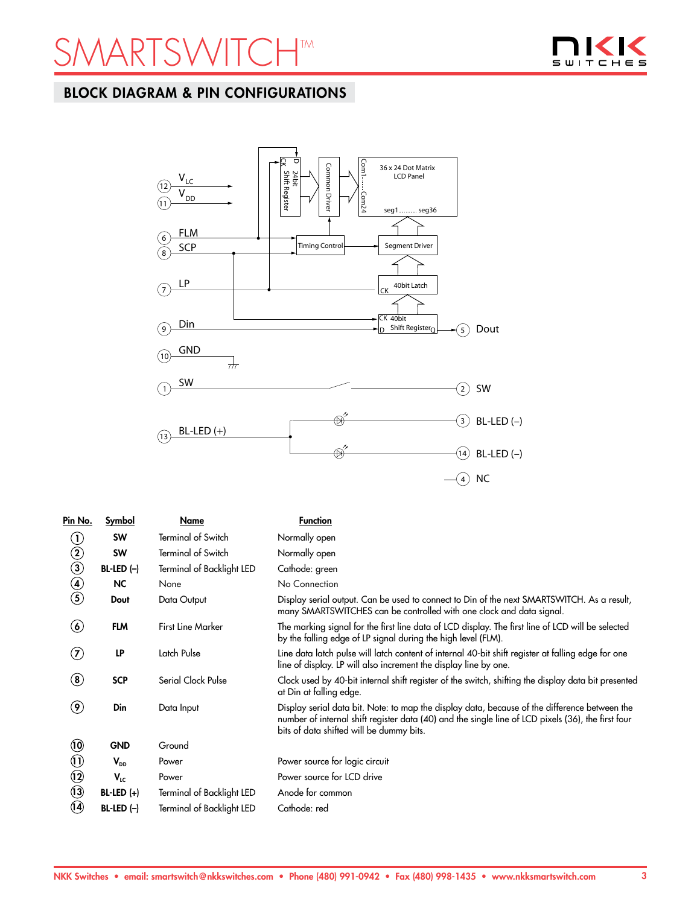## BLOCK DIAGRAM & PIN CONFIGURATIONS

| Pin No. | Symbol | Name | Function |
|---|---|---|---|
| 1 | SW | Terminal of Switch | Normally open |
| 2 | SW | Terminal of Switch | Normally open |
| 3 | BL-LED (–) | Terminal of Backlight LED | Cathode: green |
| 4 | NC | None | No Connection |
| 5 | Dout | Data Output | Display serial output. Can be used to connect to Din of the next SMARTSWITCH. As a result, many SMARTSWITCHES can be controlled with one clock and data signal. |
| 6 | FLM | First Line Marker | The marking signal for the first line data of LCD display. The first line of LCD will be selected by the falling edge of LP signal during the high level (FLM). |
| 7 | LP | Latch Pulse | Line data latch pulse will latch content of internal 40-bit shift register at falling edge for one line of display. LP will also increment the display line by one. |
| 8 | SCP | Serial Clock Pulse | Clock used by 40-bit internal shift register of the switch, shifting the display data bit presented at Din at falling edge. |
| 9 | Din | Data Input | Display serial data bit. Note: to map the display data, because of the difference between the number of internal shift register data (40) and the single line of LCD pixels (36), the first four bits of data shifted will be dummy bits. |
| 10 | GND | Ground | |
| 11 | $V_{DD}$ | Power | Power source for logic circuit |
| 12 | $V_{LC}$ | Power | Power source for LCD drive |
| 13 | BL-LED (+) | Terminal of Backlight LED | Anode for common |
| 14 | BL-LED (–) | Terminal of Backlight LED | Cathode: red |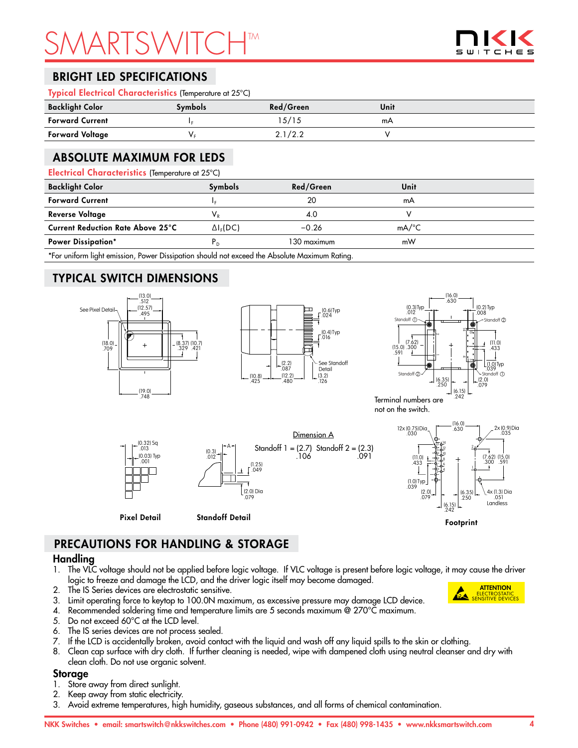# SMARTSWITCH™

## BRIGHT LED SPECIFICATIONS

**Typical Electrical Characteristics** (Temperature at 25°C)

| Backlight Color | Symbols | Red/Green | Unit |
|---|---|---|---|
| Forward Current | $I_F$ | 15/15 | mA |
| Forward Voltage | $V_F$ | 2.1/2.2 | V |

## ABSOLUTE MAXIMUM FOR LEDS

**Electrical Characteristics** (Temperature at 25°C)

| Backlight Color | Symbols | Red/Green | Unit |
|---|---|---|---|
| Forward Current | $I_F$ | 20 | mA |
| Reverse Voltage | $V_R$ | 4.0 | V |
| Current Reduction Rate Above 25°C | $\Delta I_F$(DC) | −0.26 | mA/°C |
| Power Dissipation* | $P_D$ | 130 maximum | mW |

*For uniform light emission, Power Dissipation should not exceed the Absolute Maximum Rating.

## TYPICAL SWITCH DIMENSIONS

Terminal numbers are not on the switch.

Dimension A

Standoff 1 = (2.7) .106 Standoff 2 = (2.3) .091

**Pixel Detail**

**Standoff Detail**

**Footprint**

## PRECAUTIONS FOR HANDLING & STORAGE

### Handling

1. The VLC voltage should not be applied before logic voltage. If VLC voltage is present before logic voltage, it may cause the driver logic to freeze and damage the LCD, and the driver logic itself may become damaged.
2. The IS Series devices are electrostatic sensitive.
3. Limit operating force to keytop to 100.0N maximum, as excessive pressure may damage LCD device.
4. Recommended soldering time and temperature limits are 5 seconds maximum @ 270°C maximum.
5. Do not exceed 60°C at the LCD level.
6. The IS series devices are not process sealed.
7. If the LCD is accidentally broken, avoid contact with the liquid and wash off any liquid spills to the skin or clothing.
8. Clean cap surface with dry cloth. If further cleaning is needed, wipe with dampened cloth using neutral cleanser and dry with clean cloth. Do not use organic solvent.

ATTENTION ELECTROSTATIC SENSITIVE DEVICES

### Storage

1. Store away from direct sunlight.
2. Keep away from static electricity.
3. Avoid extreme temperatures, high humidity, gaseous substances, and all forms of chemical contamination.

NKK Switches • email: smartswitch@nkkswitches.com • Phone (480) 991-0942 • Fax (480) 998-1435 • www.nkksmartswitch.com